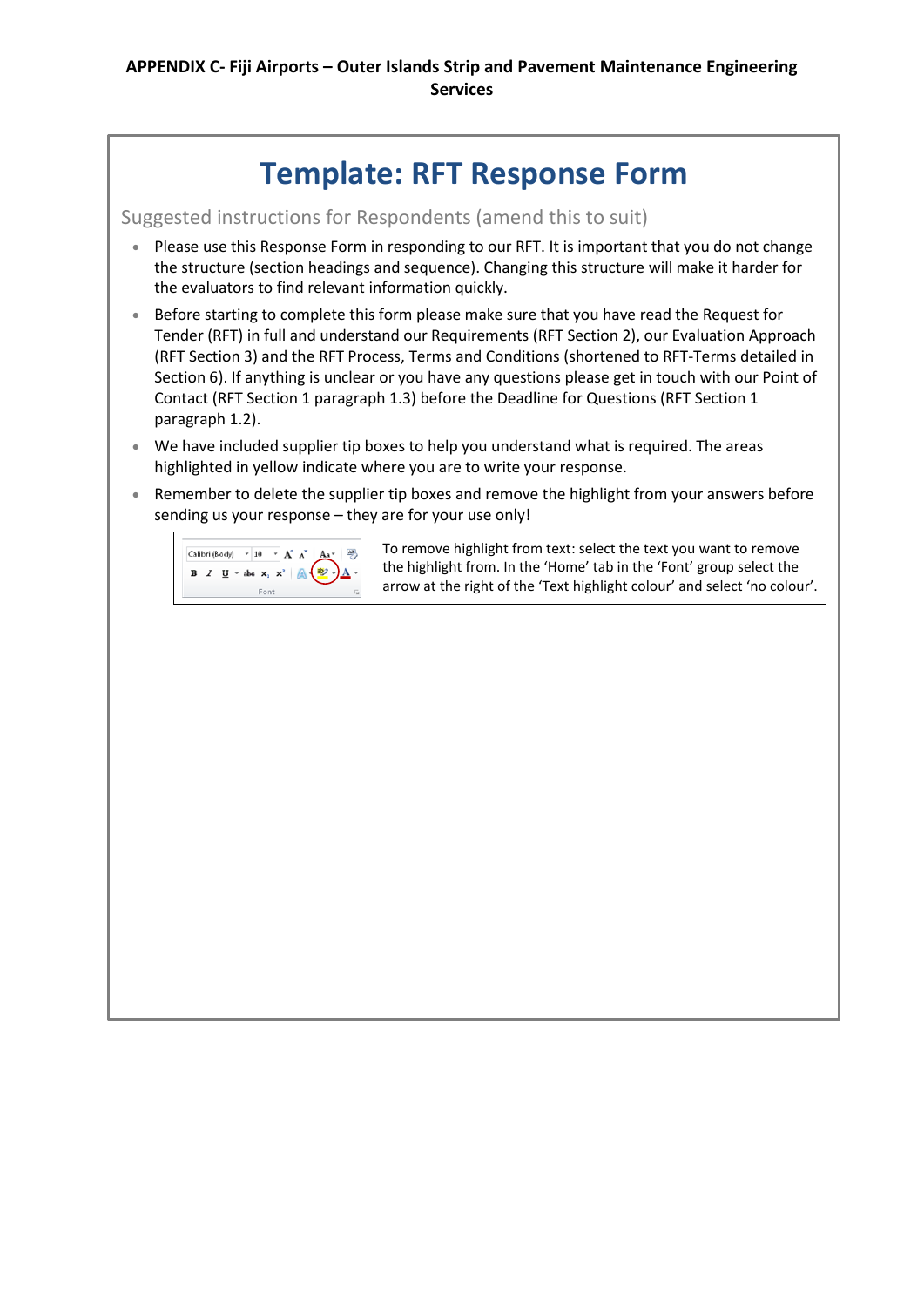**APPENDIX C- Fiji Airports – Outer Islands Strip and Pavement Maintenance Engineering Services**

# Template: RFT Response Form

## Suggested instructions for Respondents (amend this to suit)

- Please use this Response Form in responding to our RFT. It is important that you do not change the structure (section headings and sequence). Changing this structure will make it harder for the evaluators to find relevant information quickly.
- Before starting to complete this form please make sure that you have read the Request for Tender (RFT) in full and understand our Requirements (RFT Section 2), our Evaluation Approach (RFT Section 3) and the RFT Process, Terms and Conditions (shortened to RFT-Terms detailed in Section 6). If anything is unclear or you have any questions please get in touch with our Point of Contact (RFT Section 1 paragraph 1.3) before the Deadline for Questions (RFT Section 1 paragraph 1.2).
- We have included supplier tip boxes to help you understand what is required. The areas highlighted in yellow indicate where you are to write your response.
- Remember to delete the supplier tip boxes and remove the highlight from your answers before sending us your response – they are for your use only!

| | |
|---|---|
| | To remove highlight from text: select the text you want to remove the highlight from. In the 'Home' tab in the 'Font' group select the arrow at the right of the 'Text highlight colour' and select 'no colour'. |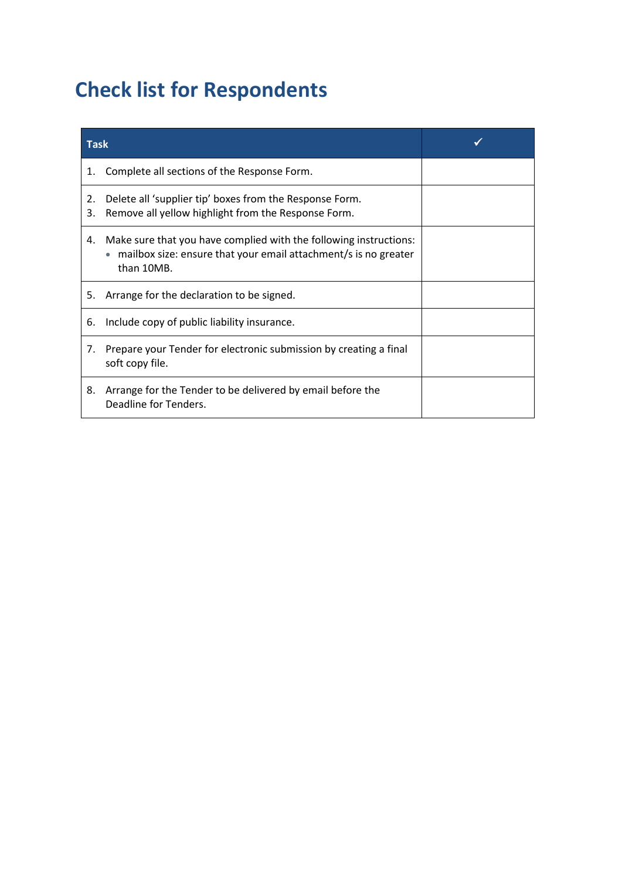# Check list for Respondents

| Task | ✓ |
|---|---|
| 1. Complete all sections of the Response Form. | |
| 2. Delete all 'supplier tip' boxes from the Response Form.<br>3. Remove all yellow highlight from the Response Form. | |
| 4. Make sure that you have complied with the following instructions:<br>• mailbox size: ensure that your email attachment/s is no greater than 10MB. | |
| 5. Arrange for the declaration to be signed. | |
| 6. Include copy of public liability insurance. | |
| 7. Prepare your Tender for electronic submission by creating a final soft copy file. | |
| 8. Arrange for the Tender to be delivered by email before the Deadline for Tenders. | |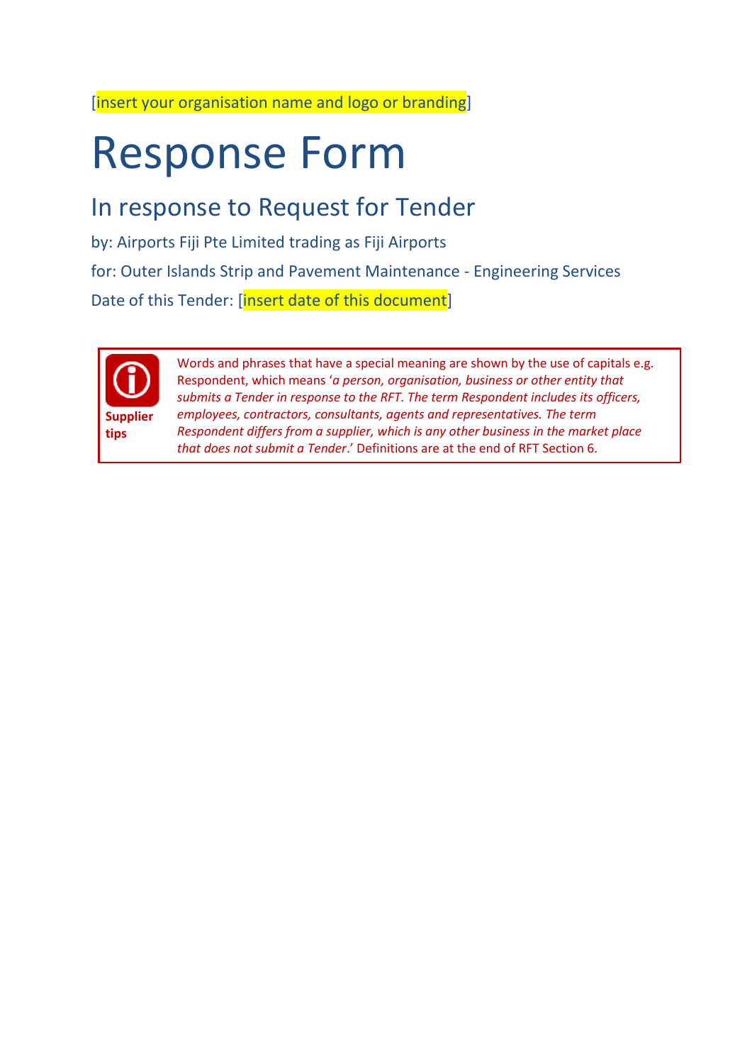[insert your organisation name and logo or branding]

# Response Form

## In response to Request for Tender

by: Airports Fiji Pte Limited trading as Fiji Airports

for: Outer Islands Strip and Pavement Maintenance - Engineering Services

Date of this Tender: [insert date of this document]

**Supplier tips**

Words and phrases that have a special meaning are shown by the use of capitals e.g. Respondent, which means '*a person, organisation, business or other entity that submits a Tender in response to the RFT. The term Respondent includes its officers, employees, contractors, consultants, agents and representatives. The term Respondent differs from a supplier, which is any other business in the market place that does not submit a Tender*.' Definitions are at the end of RFT Section 6.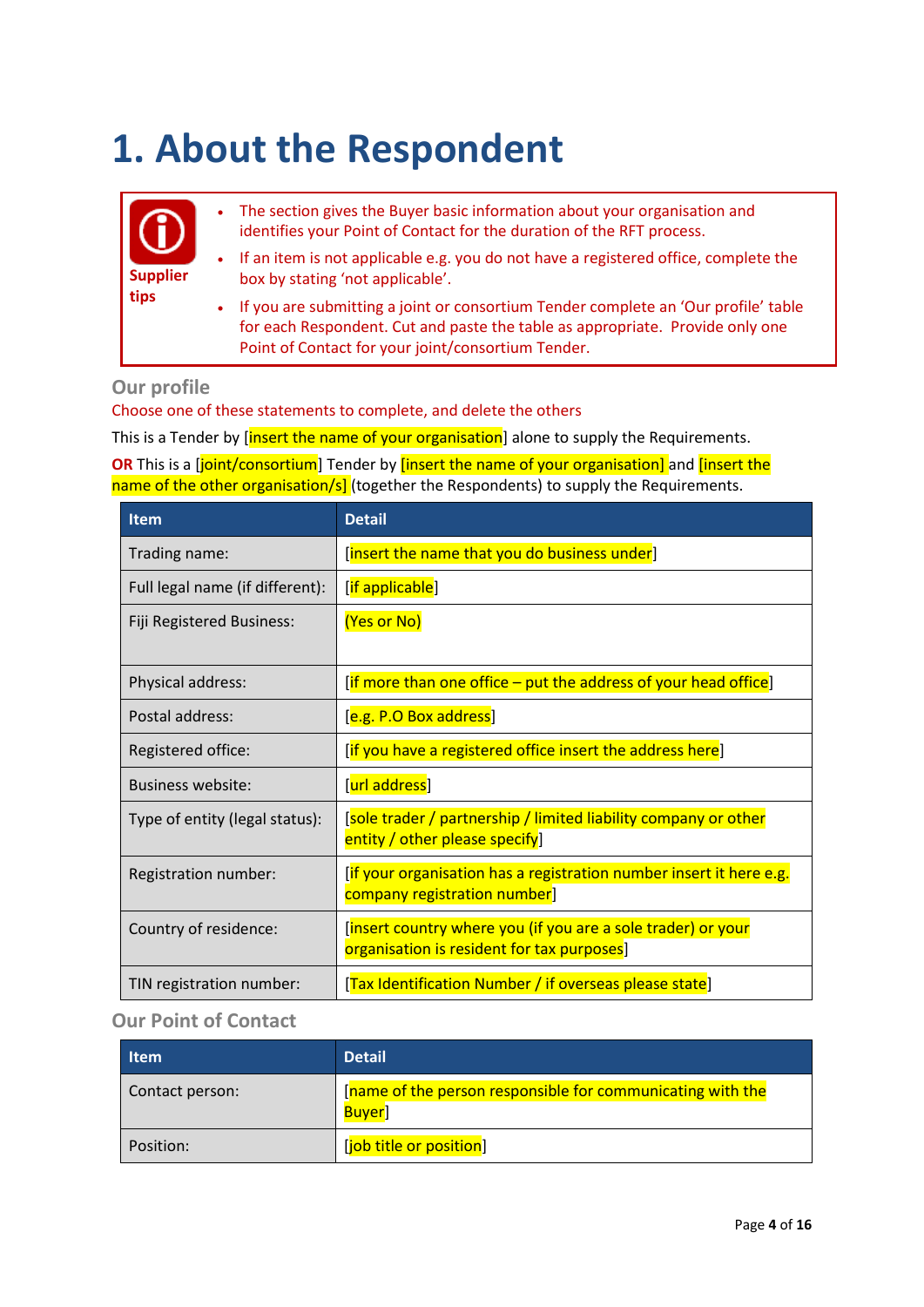# 1. About the Respondent

**Supplier tips**

- The section gives the Buyer basic information about your organisation and identifies your Point of Contact for the duration of the RFT process.
- If an item is not applicable e.g. you do not have a registered office, complete the box by stating 'not applicable'.
- If you are submitting a joint or consortium Tender complete an 'Our profile' table for each Respondent. Cut and paste the table as appropriate. Provide only one Point of Contact for your joint/consortium Tender.

## Our profile

Choose one of these statements to complete, and delete the others

This is a Tender by [insert the name of your organisation] alone to supply the Requirements.

**OR** This is a [joint/consortium] Tender by [insert the name of your organisation] and [insert the name of the other organisation/s] (together the Respondents) to supply the Requirements.

| Item | Detail |
|---|---|
| Trading name: | [insert the name that you do business under] |
| Full legal name (if different): | [if applicable] |
| Fiji Registered Business: | (Yes or No) |
| Physical address: | [if more than one office – put the address of your head office] |
| Postal address: | [e.g. P.O Box address] |
| Registered office: | [if you have a registered office insert the address here] |
| Business website: | [url address] |
| Type of entity (legal status): | [sole trader / partnership / limited liability company or other entity / other please specify] |
| Registration number: | [if your organisation has a registration number insert it here e.g. company registration number] |
| Country of residence: | [insert country where you (if you are a sole trader) or your organisation is resident for tax purposes] |
| TIN registration number: | [Tax Identification Number / if overseas please state] |

## Our Point of Contact

| Item | Detail |
|---|---|
| Contact person: | [name of the person responsible for communicating with the Buyer] |
| Position: | [job title or position] |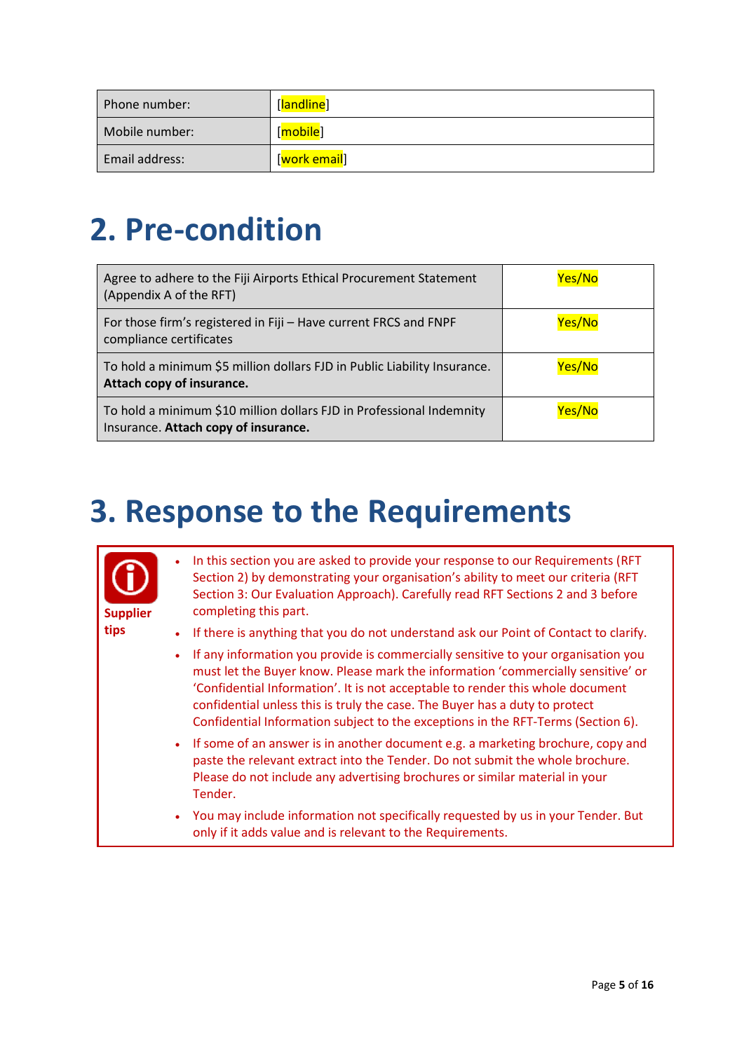| Phone number: | [landline] |
|---|---|
| Mobile number: | [mobile] |
| Email address: | [work email] |

# 2. Pre-condition

| | |
|---|---|
| Agree to adhere to the Fiji Airports Ethical Procurement Statement (Appendix A of the RFT) | Yes/No |
| For those firm's registered in Fiji – Have current FRCS and FNPF compliance certificates | Yes/No |
| To hold a minimum $5 million dollars FJD in Public Liability Insurance. **Attach copy of insurance.** | Yes/No |
| To hold a minimum $10 million dollars FJD in Professional Indemnity Insurance. **Attach copy of insurance.** | Yes/No |

# 3. Response to the Requirements

**Supplier tips**

- In this section you are asked to provide your response to our Requirements (RFT Section 2) by demonstrating your organisation's ability to meet our criteria (RFT Section 3: Our Evaluation Approach). Carefully read RFT Sections 2 and 3 before completing this part.
- If there is anything that you do not understand ask our Point of Contact to clarify.
- If any information you provide is commercially sensitive to your organisation you must let the Buyer know. Please mark the information 'commercially sensitive' or 'Confidential Information'. It is not acceptable to render this whole document confidential unless this is truly the case. The Buyer has a duty to protect Confidential Information subject to the exceptions in the RFT-Terms (Section 6).
- If some of an answer is in another document e.g. a marketing brochure, copy and paste the relevant extract into the Tender. Do not submit the whole brochure. Please do not include any advertising brochures or similar material in your Tender.
- You may include information not specifically requested by us in your Tender. But only if it adds value and is relevant to the Requirements.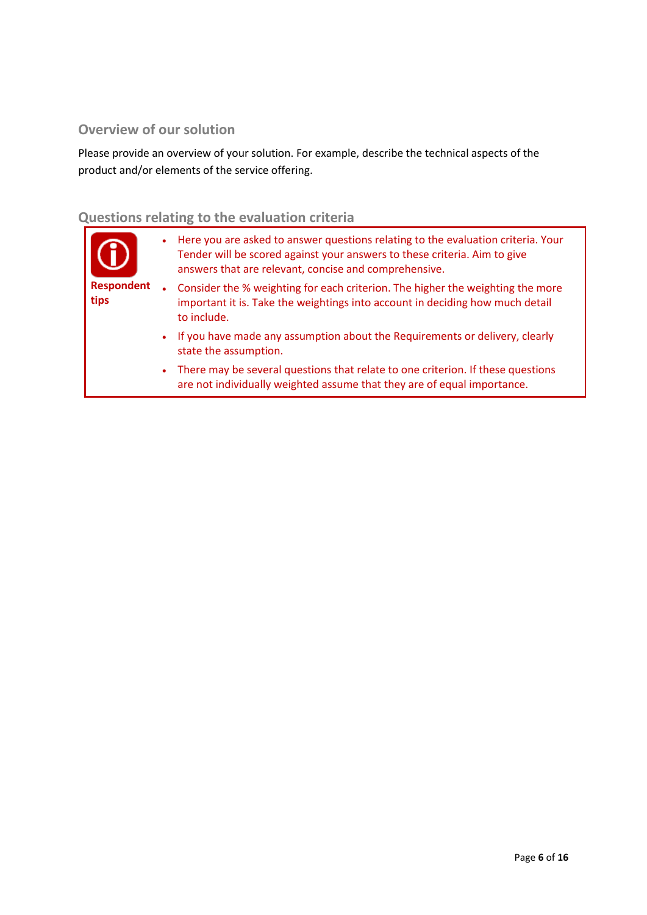## Overview of our solution

Please provide an overview of your solution. For example, describe the technical aspects of the product and/or elements of the service offering.

## Questions relating to the evaluation criteria

**Respondent tips**

- Here you are asked to answer questions relating to the evaluation criteria. Your Tender will be scored against your answers to these criteria. Aim to give answers that are relevant, concise and comprehensive.
- Consider the % weighting for each criterion. The higher the weighting the more important it is. Take the weightings into account in deciding how much detail to include.
- If you have made any assumption about the Requirements or delivery, clearly state the assumption.
- There may be several questions that relate to one criterion. If these questions are not individually weighted assume that they are of equal importance.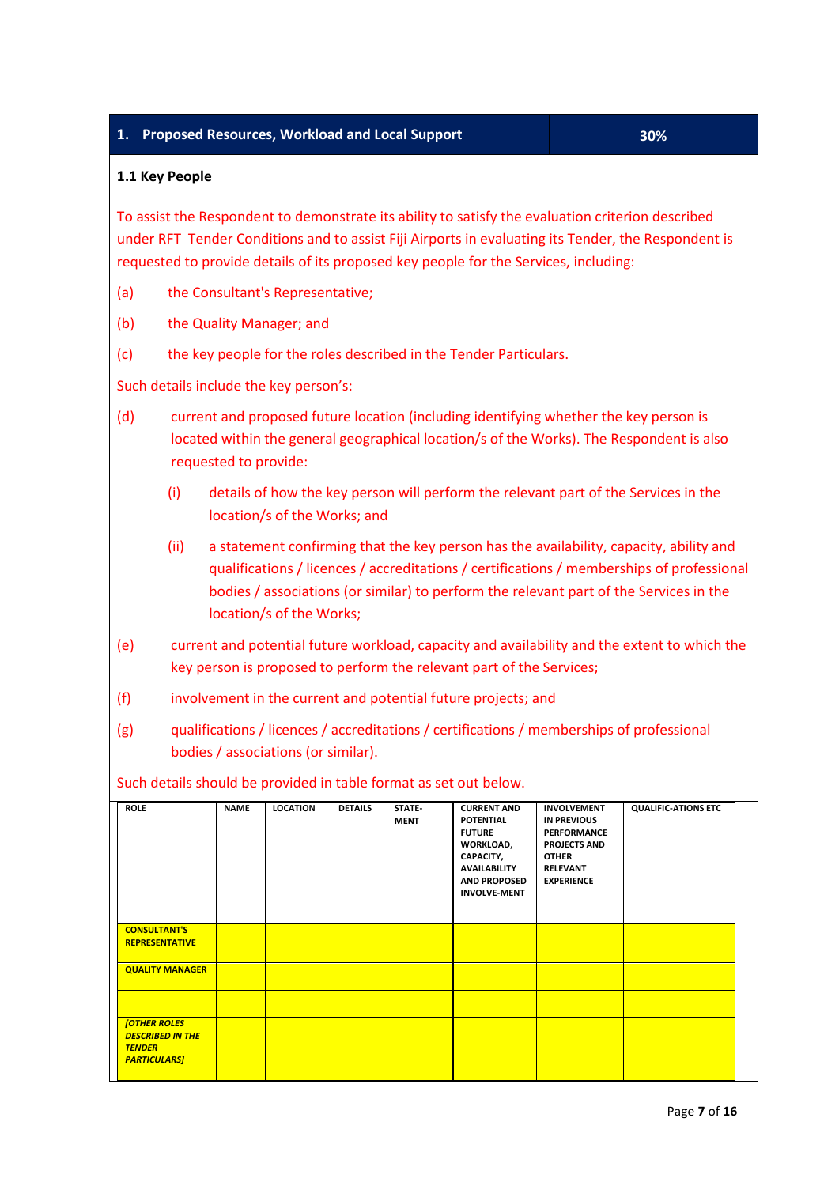| 1. Proposed Resources, Workload and Local Support | 30% |
|---|---|

### 1.1 Key People

To assist the Respondent to demonstrate its ability to satisfy the evaluation criterion described under RFT Tender Conditions and to assist Fiji Airports in evaluating its Tender, the Respondent is requested to provide details of its proposed key people for the Services, including:

(a) the Consultant's Representative;

(b) the Quality Manager; and

(c) the key people for the roles described in the Tender Particulars.

Such details include the key person's:

(d) current and proposed future location (including identifying whether the key person is located within the general geographical location/s of the Works). The Respondent is also requested to provide:

 (i) details of how the key person will perform the relevant part of the Services in the location/s of the Works; and

 (ii) a statement confirming that the key person has the availability, capacity, ability and qualifications / licences / accreditations / certifications / memberships of professional bodies / associations (or similar) to perform the relevant part of the Services in the location/s of the Works;

(e) current and potential future workload, capacity and availability and the extent to which the key person is proposed to perform the relevant part of the Services;

(f) involvement in the current and potential future projects; and

(g) qualifications / licences / accreditations / certifications / memberships of professional bodies / associations (or similar).

Such details should be provided in table format as set out below.

| ROLE | NAME | LOCATION | DETAILS | STATE-MENT | CURRENT AND POTENTIAL FUTURE WORKLOAD, CAPACITY, AVAILABILITY AND PROPOSED INVOLVE-MENT | INVOLVEMENT IN PREVIOUS PERFORMANCE PROJECTS AND OTHER RELEVANT EXPERIENCE | QUALIFIC-ATIONS ETC |
|---|---|---|---|---|---|---|---|
| CONSULTANT'S REPRESENTATIVE | | | | | | | |
| QUALITY MANAGER | | | | | | | |
| | | | | | | | |
| *[OTHER ROLES DESCRIBED IN THE TENDER PARTICULARS]* | | | | | | | |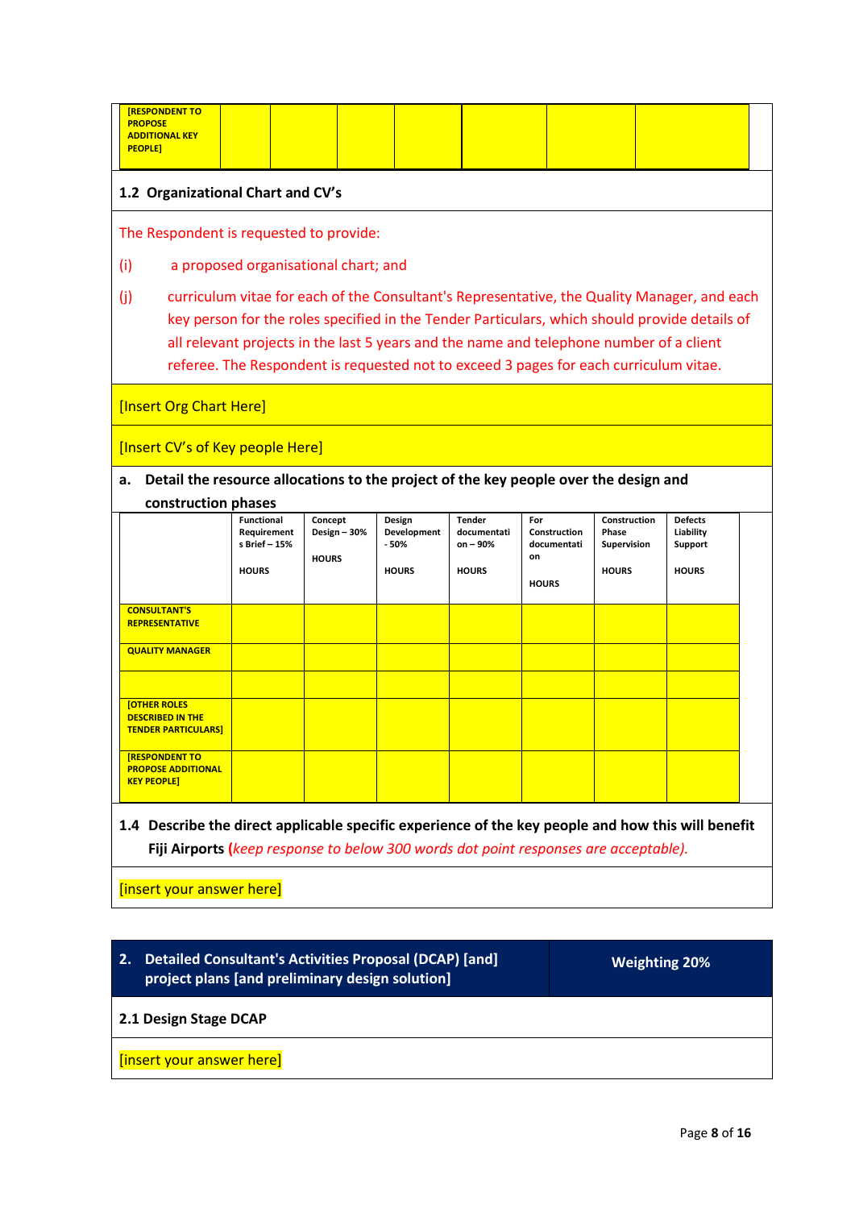| [RESPONDENT TO PROPOSE ADDITIONAL KEY PEOPLE] | | | | | | | |
|---|---|---|---|---|---|---|---|

### 1.2 Organizational Chart and CV's

The Respondent is requested to provide:

(i) a proposed organisational chart; and

(j) curriculum vitae for each of the Consultant's Representative, the Quality Manager, and each key person for the roles specified in the Tender Particulars, which should provide details of all relevant projects in the last 5 years and the name and telephone number of a client referee. The Respondent is requested not to exceed 3 pages for each curriculum vitae.

[Insert Org Chart Here]

[Insert CV's of Key people Here]

**a. Detail the resource allocations to the project of the key people over the design and construction phases**

| | Functional Requirements Brief – 15% HOURS | Concept Design – 30% HOURS | Design Development - 50% HOURS | Tender documentation – 90% HOURS | For Construction documentation HOURS | Construction Phase Supervision HOURS | Defects Liability Support HOURS |
|---|---|---|---|---|---|---|---|
| CONSULTANT'S REPRESENTATIVE | | | | | | | |
| QUALITY MANAGER | | | | | | | |
| | | | | | | | |
| [OTHER ROLES DESCRIBED IN THE TENDER PARTICULARS] | | | | | | | |
| [RESPONDENT TO PROPOSE ADDITIONAL KEY PEOPLE] | | | | | | | |

**1.4 Describe the direct applicable specific experience of the key people and how this will benefit Fiji Airports** (*keep response to below 300 words dot point responses are acceptable).*

[insert your answer here]

| 2. Detailed Consultant's Activities Proposal (DCAP) [and] project plans [and preliminary design solution] | Weighting 20% |
|---|---|

### 2.1 Design Stage DCAP

[insert your answer here]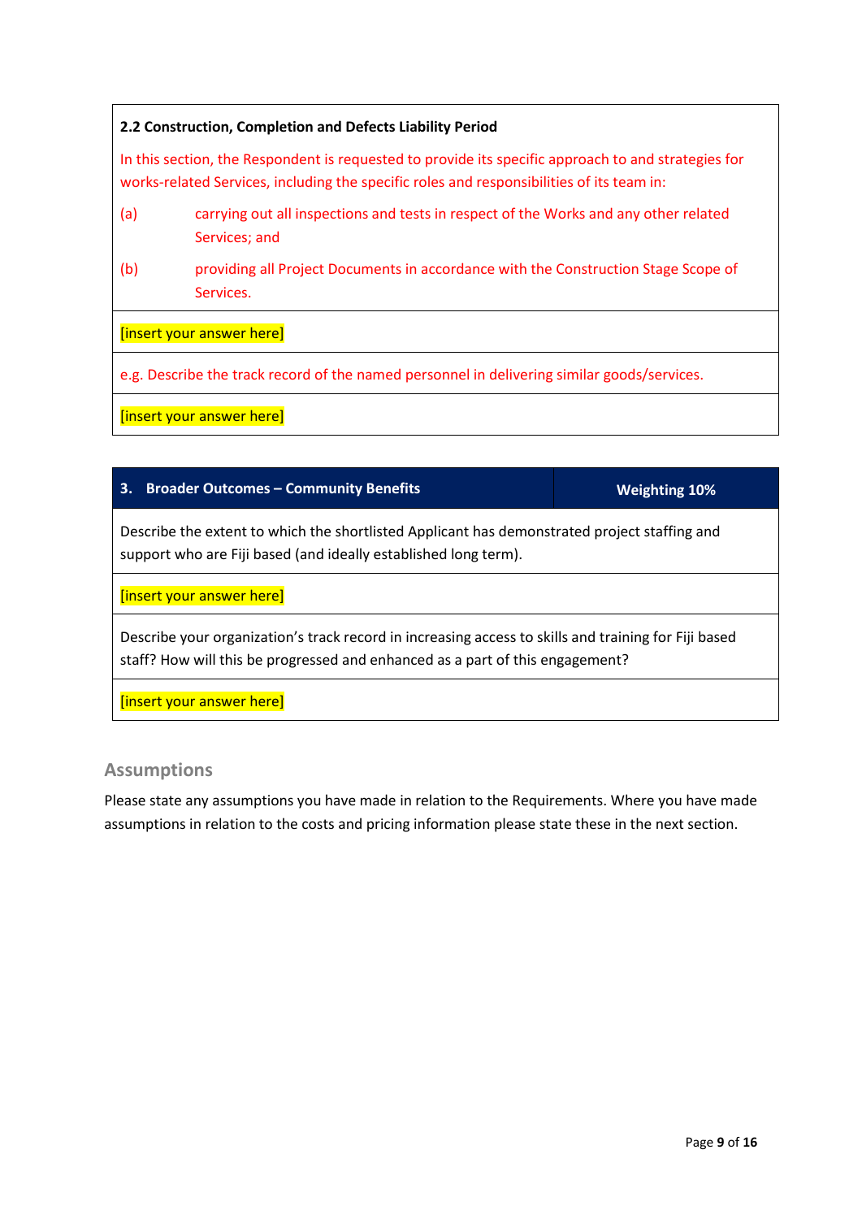| 2.2 Construction, Completion and Defects Liability Period |
|---|
| In this section, the Respondent is requested to provide its specific approach to and strategies for works-related Services, including the specific roles and responsibilities of its team in:<br>(a) carrying out all inspections and tests in respect of the Works and any other related Services; and<br>(b) providing all Project Documents in accordance with the Construction Stage Scope of Services. |
| [insert your answer here] |
| e.g. Describe the track record of the named personnel in delivering similar goods/services. |
| [insert your answer here] |

| 3. Broader Outcomes – Community Benefits | Weighting 10% |
|---|---|
| Describe the extent to which the shortlisted Applicant has demonstrated project staffing and support who are Fiji based (and ideally established long term). | |
| [insert your answer here] | |
| Describe your organization's track record in increasing access to skills and training for Fiji based staff? How will this be progressed and enhanced as a part of this engagement? | |
| [insert your answer here] | |

## Assumptions

Please state any assumptions you have made in relation to the Requirements. Where you have made assumptions in relation to the costs and pricing information please state these in the next section.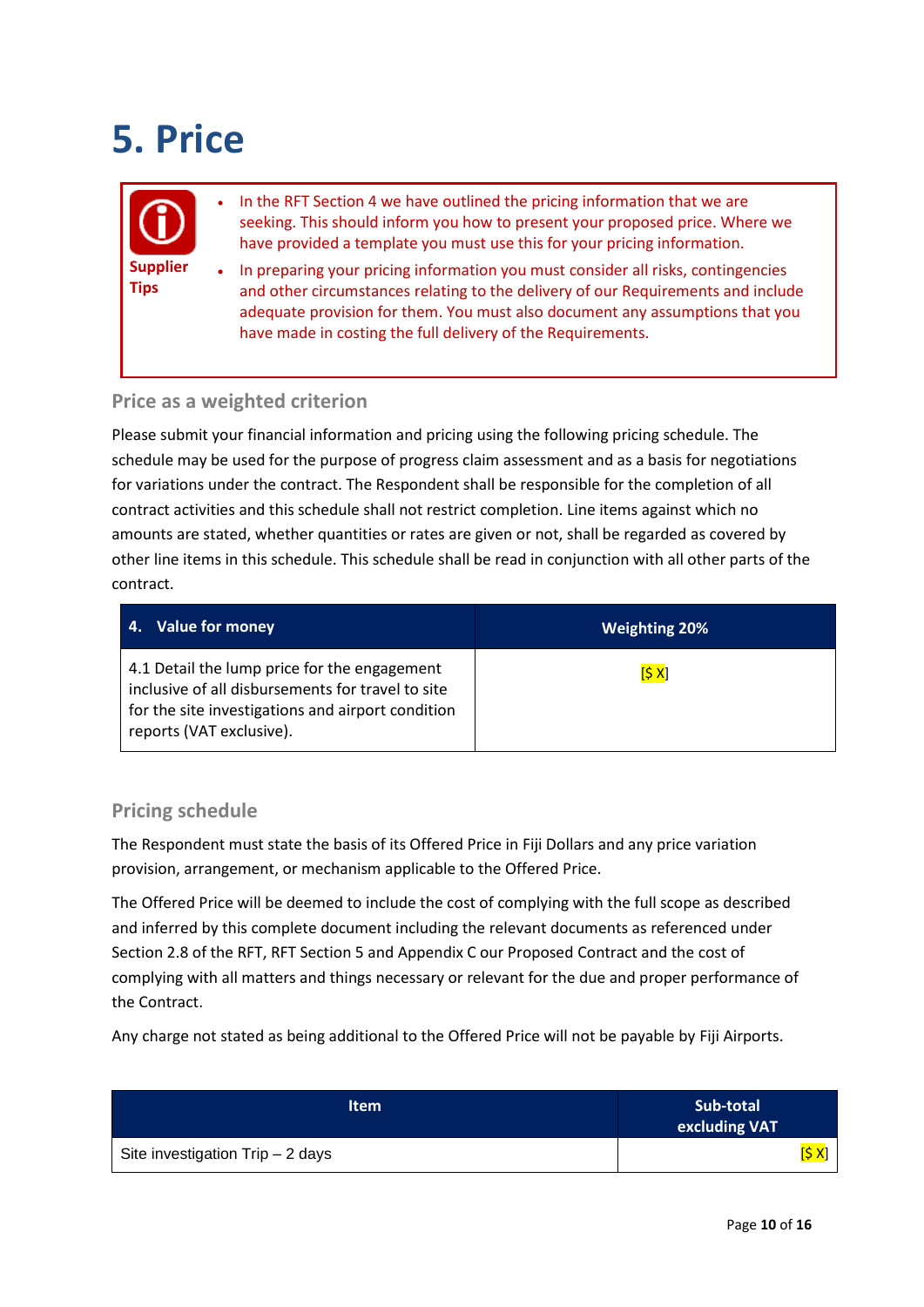# 5. Price

**Supplier Tips**

- In the RFT Section 4 we have outlined the pricing information that we are seeking. This should inform you how to present your proposed price. Where we have provided a template you must use this for your pricing information.
- In preparing your pricing information you must consider all risks, contingencies and other circumstances relating to the delivery of our Requirements and include adequate provision for them. You must also document any assumptions that you have made in costing the full delivery of the Requirements.

### Price as a weighted criterion

Please submit your financial information and pricing using the following pricing schedule. The schedule may be used for the purpose of progress claim assessment and as a basis for negotiations for variations under the contract. The Respondent shall be responsible for the completion of all contract activities and this schedule shall not restrict completion. Line items against which no amounts are stated, whether quantities or rates are given or not, shall be regarded as covered by other line items in this schedule. This schedule shall be read in conjunction with all other parts of the contract.

| 4. Value for money | Weighting 20% |
|---|---|
| 4.1 Detail the lump price for the engagement inclusive of all disbursements for travel to site for the site investigations and airport condition reports (VAT exclusive). | [$ X] |

### Pricing schedule

The Respondent must state the basis of its Offered Price in Fiji Dollars and any price variation provision, arrangement, or mechanism applicable to the Offered Price.

The Offered Price will be deemed to include the cost of complying with the full scope as described and inferred by this complete document including the relevant documents as referenced under Section 2.8 of the RFT, RFT Section 5 and Appendix C our Proposed Contract and the cost of complying with all matters and things necessary or relevant for the due and proper performance of the Contract.

Any charge not stated as being additional to the Offered Price will not be payable by Fiji Airports.

| Item | Sub-total excluding VAT |
|---|---|
| Site investigation Trip – 2 days | [$ X] |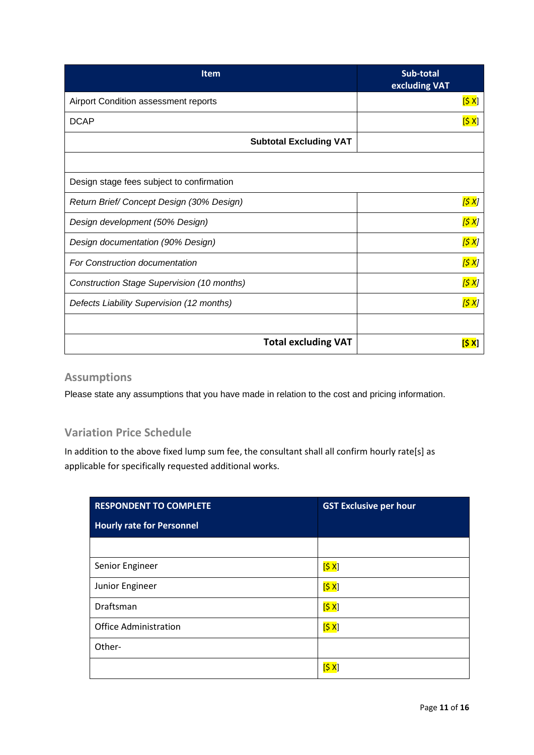| Item | Sub-total excluding VAT |
|---|---|
| Airport Condition assessment reports | [$ X] |
| DCAP | [$ X] |
| **Subtotal Excluding VAT** | |
| | |
| Design stage fees subject to confirmation | |
| *Return Brief/ Concept Design (30% Design)* | *[$ X]* |
| *Design development (50% Design)* | *[$ X]* |
| *Design documentation (90% Design)* | *[$ X]* |
| *For Construction documentation* | *[$ X]* |
| *Construction Stage Supervision (10 months)* | *[$ X]* |
| *Defects Liability Supervision (12 months)* | *[$ X]* |
| | |
| **Total excluding VAT** | **[$ X]** |

## Assumptions

Please state any assumptions that you have made in relation to the cost and pricing information.

## Variation Price Schedule

In addition to the above fixed lump sum fee, the consultant shall all confirm hourly rate[s] as applicable for specifically requested additional works.

| RESPONDENT TO COMPLETE<br>Hourly rate for Personnel | GST Exclusive per hour |
|---|---|
| | |
| Senior Engineer | [$ X] |
| Junior Engineer | [$ X] |
| Draftsman | [$ X] |
| Office Administration | [$ X] |
| Other- | |
| | [$ X] |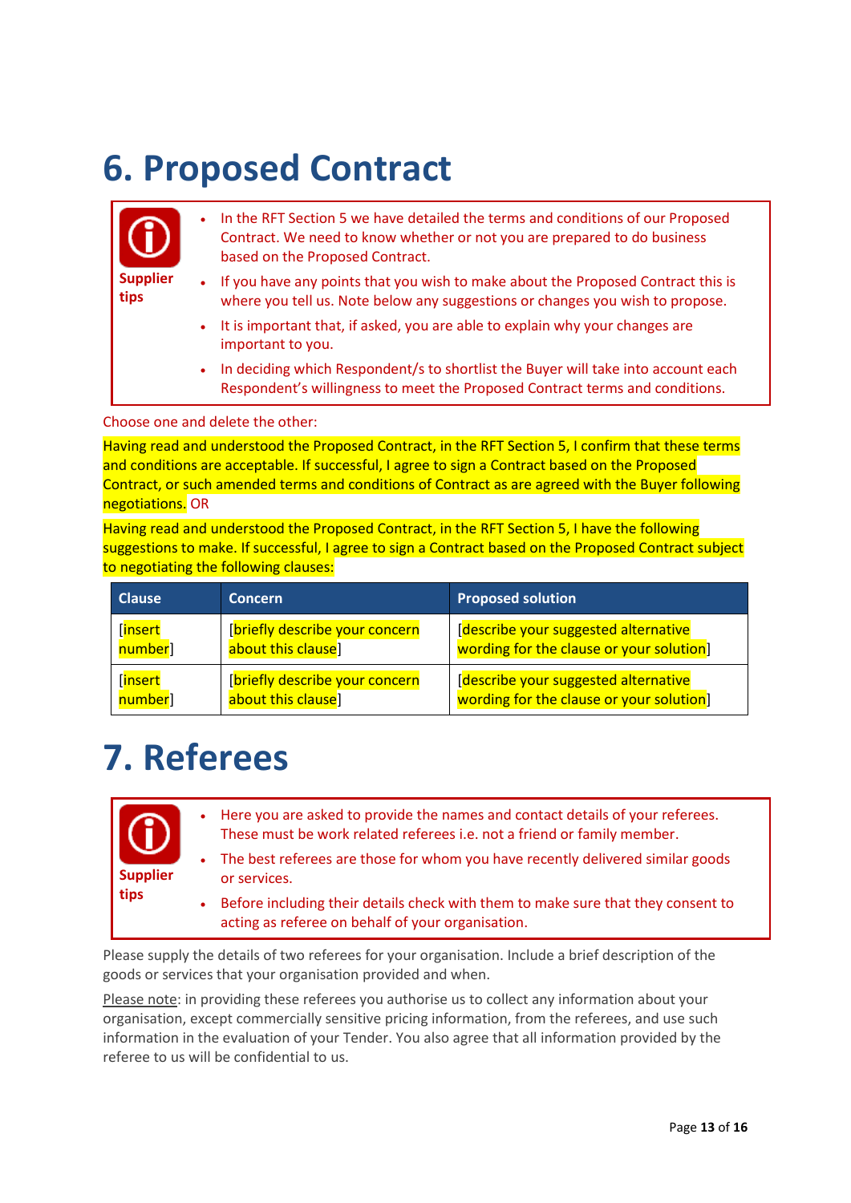# 6. Proposed Contract

**Supplier tips**

- In the RFT Section 5 we have detailed the terms and conditions of our Proposed Contract. We need to know whether or not you are prepared to do business based on the Proposed Contract.
- If you have any points that you wish to make about the Proposed Contract this is where you tell us. Note below any suggestions or changes you wish to propose.
- It is important that, if asked, you are able to explain why your changes are important to you.
- In deciding which Respondent/s to shortlist the Buyer will take into account each Respondent's willingness to meet the Proposed Contract terms and conditions.

Choose one and delete the other:

Having read and understood the Proposed Contract, in the RFT Section 5, I confirm that these terms and conditions are acceptable. If successful, I agree to sign a Contract based on the Proposed Contract, or such amended terms and conditions of Contract as are agreed with the Buyer following negotiations. OR

Having read and understood the Proposed Contract, in the RFT Section 5, I have the following suggestions to make. If successful, I agree to sign a Contract based on the Proposed Contract subject to negotiating the following clauses:

| Clause | Concern | Proposed solution |
|---|---|---|
| [insert number] | [briefly describe your concern about this clause] | [describe your suggested alternative wording for the clause or your solution] |
| [insert number] | [briefly describe your concern about this clause] | [describe your suggested alternative wording for the clause or your solution] |

# 7. Referees

**Supplier tips**

- Here you are asked to provide the names and contact details of your referees. These must be work related referees i.e. not a friend or family member.
- The best referees are those for whom you have recently delivered similar goods or services.
- Before including their details check with them to make sure that they consent to acting as referee on behalf of your organisation.

Please supply the details of two referees for your organisation. Include a brief description of the goods or services that your organisation provided and when.

Please note: in providing these referees you authorise us to collect any information about your organisation, except commercially sensitive pricing information, from the referees, and use such information in the evaluation of your Tender. You also agree that all information provided by the referee to us will be confidential to us.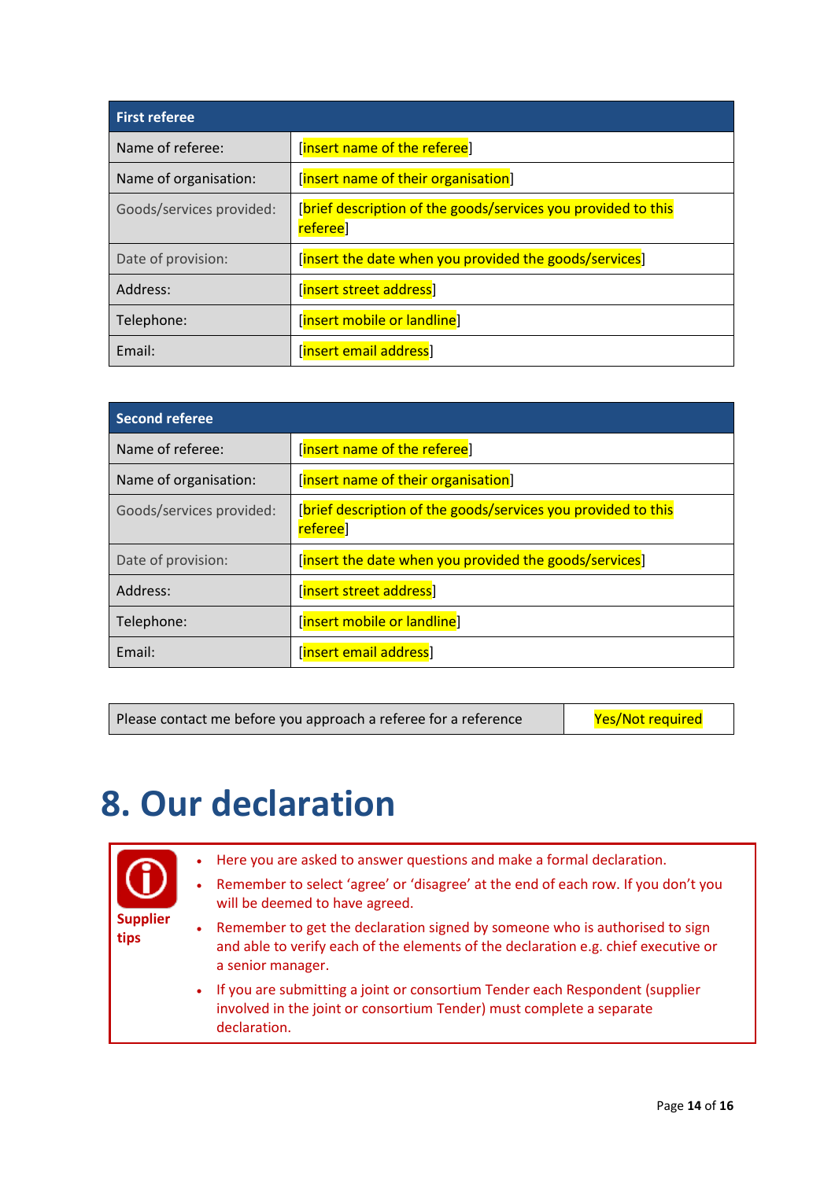| First referee | |
|---|---|
| Name of referee: | [insert name of the referee] |
| Name of organisation: | [insert name of their organisation] |
| Goods/services provided: | [brief description of the goods/services you provided to this referee] |
| Date of provision: | [insert the date when you provided the goods/services] |
| Address: | [insert street address] |
| Telephone: | [insert mobile or landline] |
| Email: | [insert email address] |

| Second referee | |
|---|---|
| Name of referee: | [insert name of the referee] |
| Name of organisation: | [insert name of their organisation] |
| Goods/services provided: | [brief description of the goods/services you provided to this referee] |
| Date of provision: | [insert the date when you provided the goods/services] |
| Address: | [insert street address] |
| Telephone: | [insert mobile or landline] |
| Email: | [insert email address] |

| Please contact me before you approach a referee for a reference | Yes/Not required |
|---|---|

# 8. Our declaration

**Supplier tips**

- Here you are asked to answer questions and make a formal declaration.
- Remember to select 'agree' or 'disagree' at the end of each row. If you don't you will be deemed to have agreed.
- Remember to get the declaration signed by someone who is authorised to sign and able to verify each of the elements of the declaration e.g. chief executive or a senior manager.
- If you are submitting a joint or consortium Tender each Respondent (supplier involved in the joint or consortium Tender) must complete a separate declaration.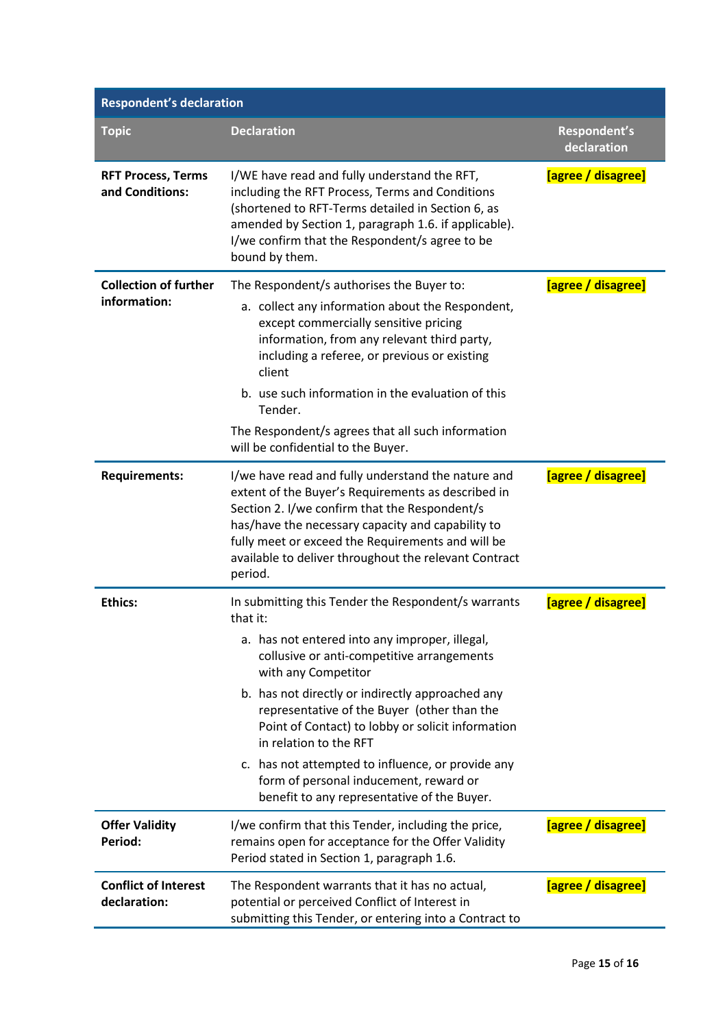| Respondent's declaration | | |
|---|---|---|
| **Topic** | **Declaration** | **Respondent's declaration** |
| **RFT Process, Terms and Conditions:** | I/WE have read and fully understand the RFT, including the RFT Process, Terms and Conditions (shortened to RFT-Terms detailed in Section 6, as amended by Section 1, paragraph 1.6. if applicable). I/we confirm that the Respondent/s agree to be bound by them. | **[agree / disagree]** |
| **Collection of further information:** | The Respondent/s authorises the Buyer to: <br> a. collect any information about the Respondent, except commercially sensitive pricing information, from any relevant third party, including a referee, or previous or existing client <br> b. use such information in the evaluation of this Tender. <br> The Respondent/s agrees that all such information will be confidential to the Buyer. | **[agree / disagree]** |
| **Requirements:** | I/we have read and fully understand the nature and extent of the Buyer's Requirements as described in Section 2. I/we confirm that the Respondent/s has/have the necessary capacity and capability to fully meet or exceed the Requirements and will be available to deliver throughout the relevant Contract period. | **[agree / disagree]** |
| **Ethics:** | In submitting this Tender the Respondent/s warrants that it: <br> a. has not entered into any improper, illegal, collusive or anti-competitive arrangements with any Competitor <br> b. has not directly or indirectly approached any representative of the Buyer (other than the Point of Contact) to lobby or solicit information in relation to the RFT <br> c. has not attempted to influence, or provide any form of personal inducement, reward or benefit to any representative of the Buyer. | **[agree / disagree]** |
| **Offer Validity Period:** | I/we confirm that this Tender, including the price, remains open for acceptance for the Offer Validity Period stated in Section 1, paragraph 1.6. | **[agree / disagree]** |
| **Conflict of Interest declaration:** | The Respondent warrants that it has no actual, potential or perceived Conflict of Interest in submitting this Tender, or entering into a Contract to | **[agree / disagree]** |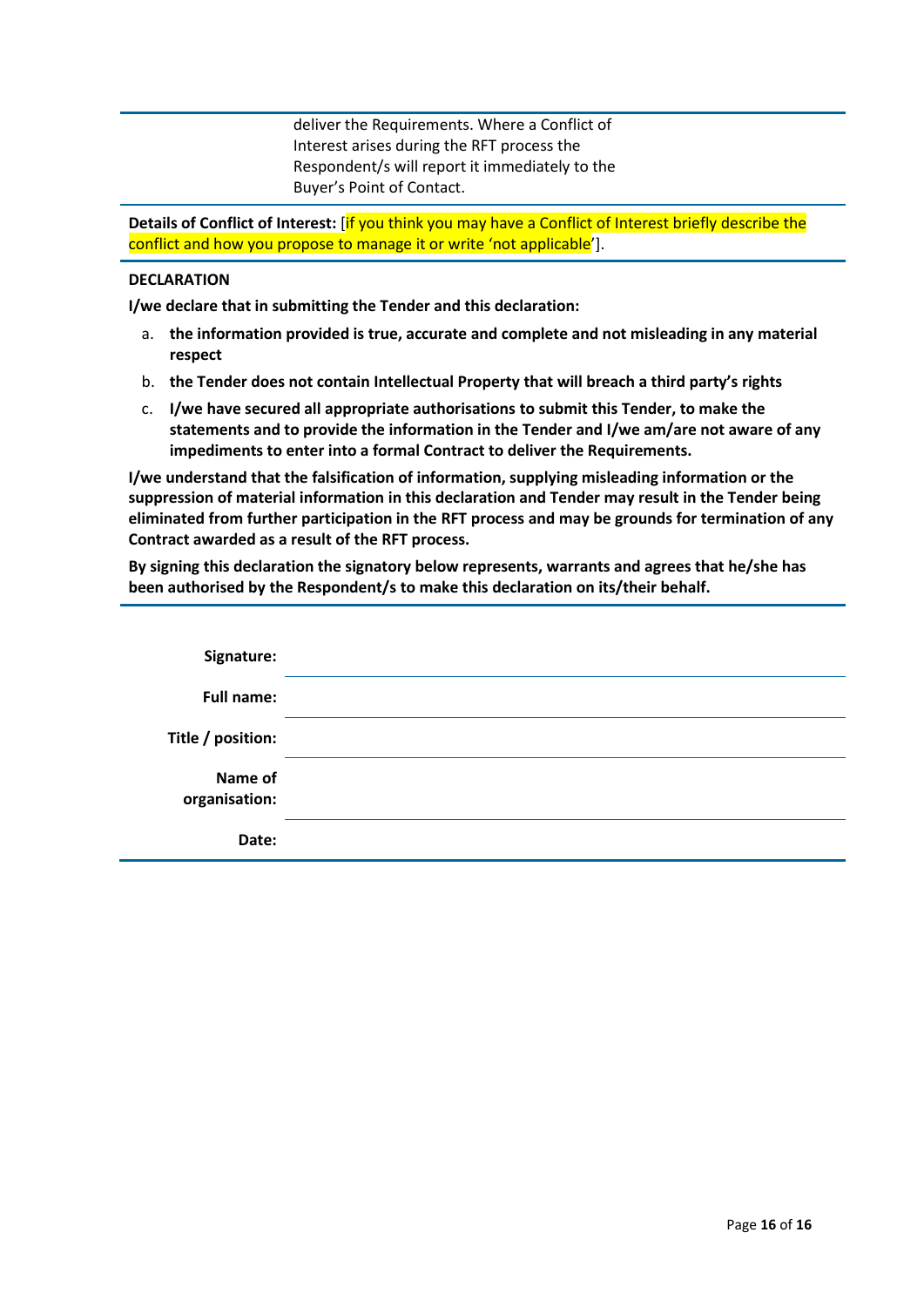| | |
|---|---|
| | deliver the Requirements. Where a Conflict of Interest arises during the RFT process the Respondent/s will report it immediately to the Buyer's Point of Contact. |

**Details of Conflict of Interest:** [if you think you may have a Conflict of Interest briefly describe the conflict and how you propose to manage it or write 'not applicable'].

**DECLARATION**

**I/we declare that in submitting the Tender and this declaration:**

a. **the information provided is true, accurate and complete and not misleading in any material respect**
b. **the Tender does not contain Intellectual Property that will breach a third party's rights**
c. **I/we have secured all appropriate authorisations to submit this Tender, to make the statements and to provide the information in the Tender and I/we am/are not aware of any impediments to enter into a formal Contract to deliver the Requirements.**

**I/we understand that the falsification of information, supplying misleading information or the suppression of material information in this declaration and Tender may result in the Tender being eliminated from further participation in the RFT process and may be grounds for termination of any Contract awarded as a result of the RFT process.**

**By signing this declaration the signatory below represents, warrants and agrees that he/she has been authorised by the Respondent/s to make this declaration on its/their behalf.**

| | |
|---|---|
| **Signature:** | |
| **Full name:** | |
| **Title / position:** | |
| **Name of organisation:** | |
| **Date:** | |